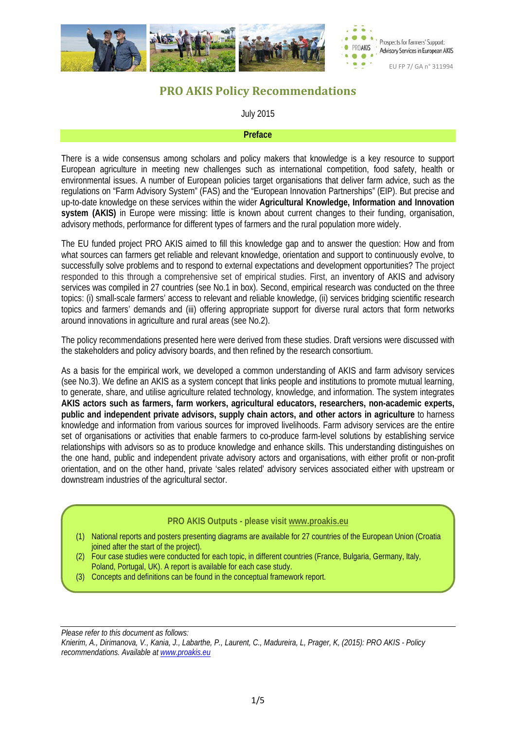# PRO AKIS Policy Recommendations

July 2015

## Preface

There is a wide consensus among scholars and policy makers that knowledge is a key resource to support European agriculture in meeting new challenges such as international competition, food safety, health or environmental issues. A number of European policies target organisations that deliver farm advice, such as the regulations on "Farm Advisory System" (FAS) and the "European Innovation Partnerships" (EIP). But precise and up-to-date knowledge on these services within the wider **Agricultural Knowledge, Information and Innovation system (AKIS)** in Europe were missing: little is known about current changes to their funding, organisation, advisory methods, performance for different types of farmers and the rural population more widely.

The EU funded project PRO AKIS aimed to fill this knowledge gap and to answer the question: How and from what sources can farmers get reliable and relevant knowledge, orientation and support to continuously evolve, to successfully solve problems and to respond to external expectations and development opportunities? The project responded to this through a comprehensive set of empirical studies. First, an inventory of AKIS and advisory services was compiled in 27 countries (see No.1 in box). Second, empirical research was conducted on the three topics: (i) small-scale farmers' access to relevant and reliable knowledge, (ii) services bridging scientific research topics and farmers' demands and (iii) offering appropriate support for diverse rural actors that form networks around innovations in agriculture and rural areas (see No.2).

The policy recommendations presented here were derived from these studies. Draft versions were discussed with the stakeholders and policy advisory boards, and then refined by the research consortium.

As a basis for the empirical work, we developed a common understanding of AKIS and farm advisory services (see No.3). We define an AKIS as a system concept that links people and institutions to promote mutual learning, to generate, share, and utilise agriculture related technology, knowledge, and information. The system integrates **AKIS actors such as farmers, farm workers, agricultural educators, researchers, non-academic experts, public and independent private advisors, supply chain actors, and other actors in agriculture** to harness knowledge and information from various sources for improved livelihoods. Farm advisory services are the entire set of organisations or activities that enable farmers to co-produce farm-level solutions by establishing service relationships with advisors so as to produce knowledge and enhance skills. This understanding distinguishes on the one hand, public and independent private advisory actors and organisations, with either profit or non-profit orientation, and on the other hand, private 'sales related' advisory services associated either with upstream or downstream industries of the agricultural sector.

**PRO AKIS Outputs - please visit www.proakis.eu**

(1) National reports and posters presenting diagrams are available for 27 countries of the European Union (Croatia joined after the start of the project).
(2) Four case studies were conducted for each topic, in different countries (France, Bulgaria, Germany, Italy, Poland, Portugal, UK). A report is available for each case study.
(3) Concepts and definitions can be found in the conceptual framework report.

---

*Please refer to this document as follows:*
*Knierim, A., Dirimanova, V., Kania, J., Labarthe, P., Laurent, C., Madureira, L, Prager, K, (2015): PRO AKIS - Policy recommendations. Available at www.proakis.eu*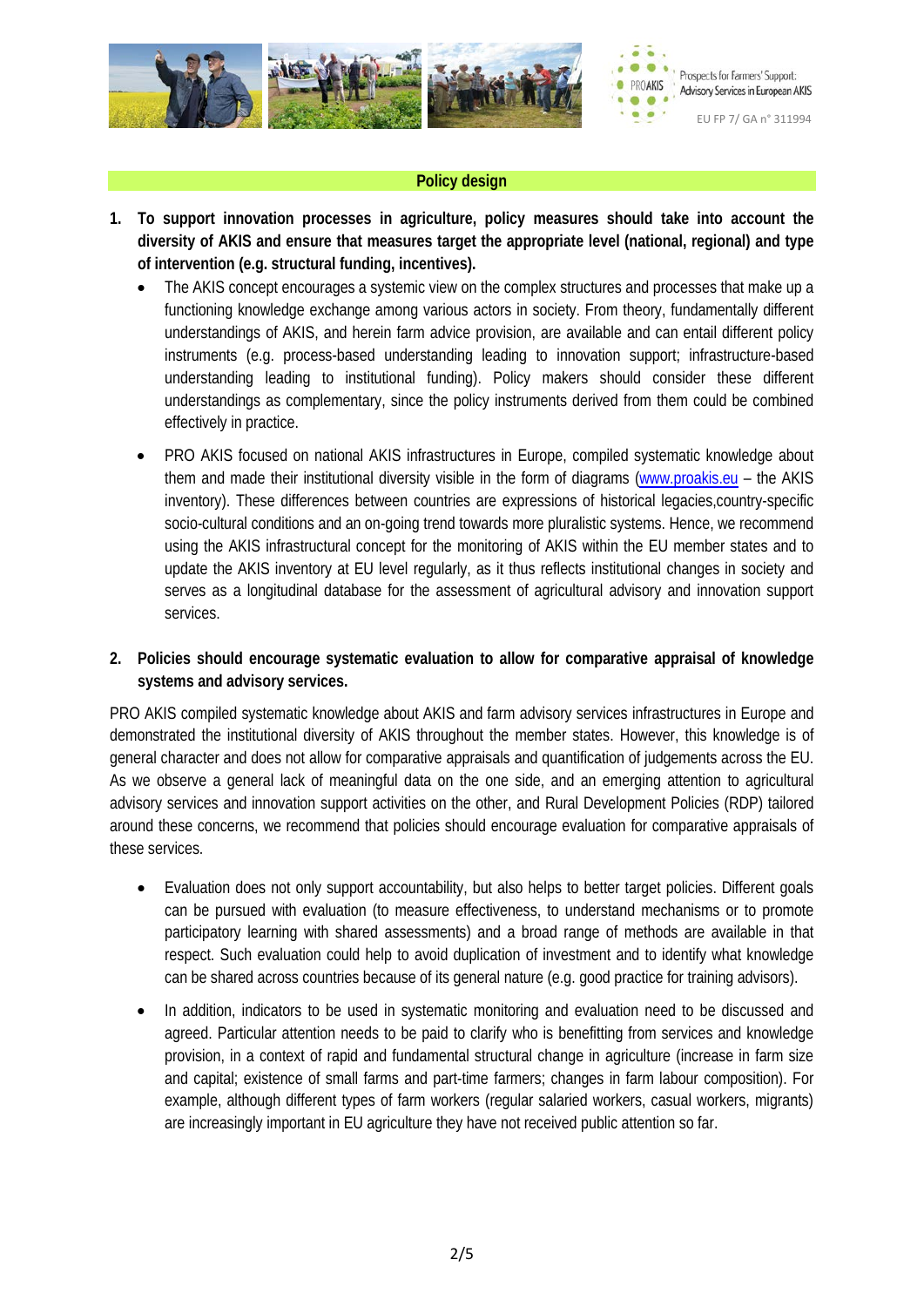## Policy design

1. **To support innovation processes in agriculture, policy measures should take into account the diversity of AKIS and ensure that measures target the appropriate level (national, regional) and type of intervention (e.g. structural funding, incentives).**
   - The AKIS concept encourages a systemic view on the complex structures and processes that make up a functioning knowledge exchange among various actors in society. From theory, fundamentally different understandings of AKIS, and herein farm advice provision, are available and can entail different policy instruments (e.g. process-based understanding leading to innovation support; infrastructure-based understanding leading to institutional funding). Policy makers should consider these different understandings as complementary, since the policy instruments derived from them could be combined effectively in practice.
   - PRO AKIS focused on national AKIS infrastructures in Europe, compiled systematic knowledge about them and made their institutional diversity visible in the form of diagrams (www.proakis.eu – the AKIS inventory). These differences between countries are expressions of historical legacies,country-specific socio-cultural conditions and an on-going trend towards more pluralistic systems. Hence, we recommend using the AKIS infrastructural concept for the monitoring of AKIS within the EU member states and to update the AKIS inventory at EU level regularly, as it thus reflects institutional changes in society and serves as a longitudinal database for the assessment of agricultural advisory and innovation support services.

2. **Policies should encourage systematic evaluation to allow for comparative appraisal of knowledge systems and advisory services.**

PRO AKIS compiled systematic knowledge about AKIS and farm advisory services infrastructures in Europe and demonstrated the institutional diversity of AKIS throughout the member states. However, this knowledge is of general character and does not allow for comparative appraisals and quantification of judgements across the EU. As we observe a general lack of meaningful data on the one side, and an emerging attention to agricultural advisory services and innovation support activities on the other, and Rural Development Policies (RDP) tailored around these concerns, we recommend that policies should encourage evaluation for comparative appraisals of these services.

- Evaluation does not only support accountability, but also helps to better target policies. Different goals can be pursued with evaluation (to measure effectiveness, to understand mechanisms or to promote participatory learning with shared assessments) and a broad range of methods are available in that respect. Such evaluation could help to avoid duplication of investment and to identify what knowledge can be shared across countries because of its general nature (e.g. good practice for training advisors).
- In addition, indicators to be used in systematic monitoring and evaluation need to be discussed and agreed. Particular attention needs to be paid to clarify who is benefitting from services and knowledge provision, in a context of rapid and fundamental structural change in agriculture (increase in farm size and capital; existence of small farms and part-time farmers; changes in farm labour composition). For example, although different types of farm workers (regular salaried workers, casual workers, migrants) are increasingly important in EU agriculture they have not received public attention so far.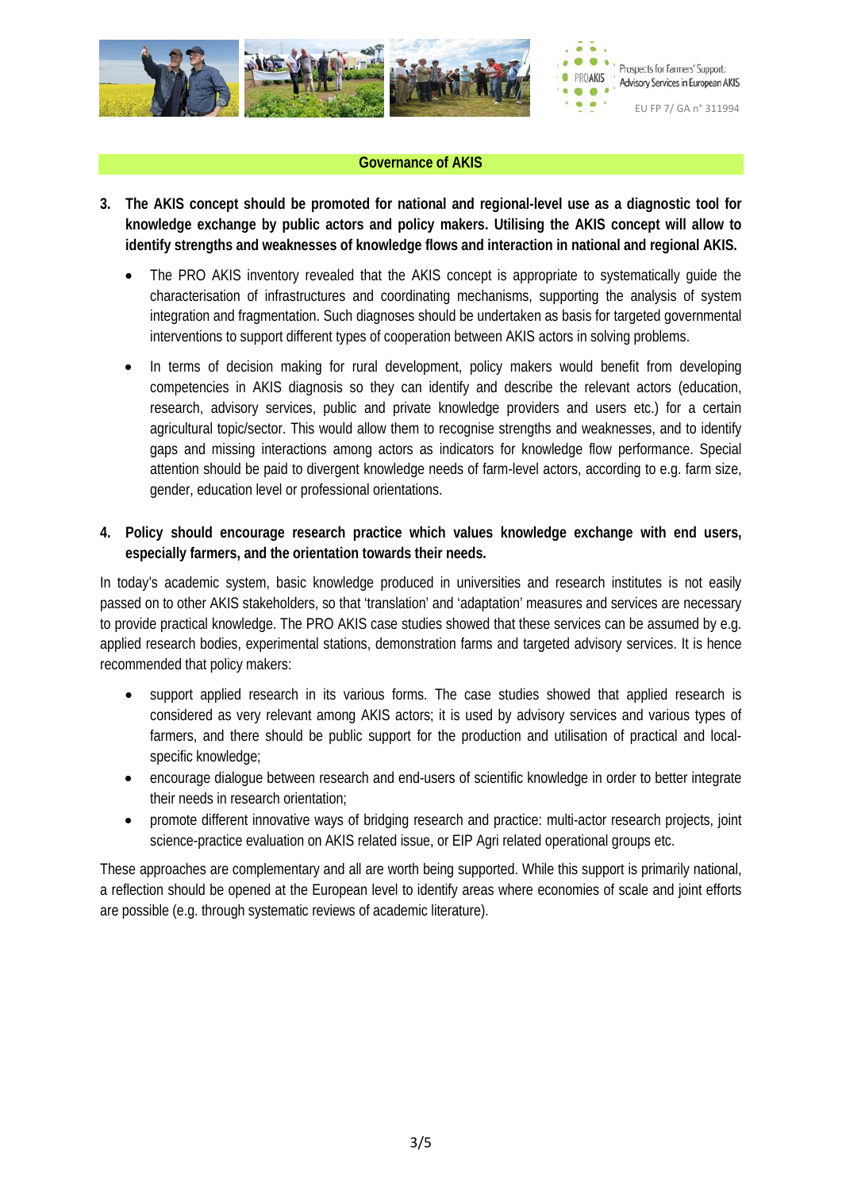## Governance of AKIS

**3. The AKIS concept should be promoted for national and regional-level use as a diagnostic tool for knowledge exchange by public actors and policy makers. Utilising the AKIS concept will allow to identify strengths and weaknesses of knowledge flows and interaction in national and regional AKIS.**

- The PRO AKIS inventory revealed that the AKIS concept is appropriate to systematically guide the characterisation of infrastructures and coordinating mechanisms, supporting the analysis of system integration and fragmentation. Such diagnoses should be undertaken as basis for targeted governmental interventions to support different types of cooperation between AKIS actors in solving problems.
- In terms of decision making for rural development, policy makers would benefit from developing competencies in AKIS diagnosis so they can identify and describe the relevant actors (education, research, advisory services, public and private knowledge providers and users etc.) for a certain agricultural topic/sector. This would allow them to recognise strengths and weaknesses, and to identify gaps and missing interactions among actors as indicators for knowledge flow performance. Special attention should be paid to divergent knowledge needs of farm-level actors, according to e.g. farm size, gender, education level or professional orientations.

**4. Policy should encourage research practice which values knowledge exchange with end users, especially farmers, and the orientation towards their needs.**

In today's academic system, basic knowledge produced in universities and research institutes is not easily passed on to other AKIS stakeholders, so that 'translation' and 'adaptation' measures and services are necessary to provide practical knowledge. The PRO AKIS case studies showed that these services can be assumed by e.g. applied research bodies, experimental stations, demonstration farms and targeted advisory services. It is hence recommended that policy makers:

- support applied research in its various forms. The case studies showed that applied research is considered as very relevant among AKIS actors; it is used by advisory services and various types of farmers, and there should be public support for the production and utilisation of practical and local-specific knowledge;
- encourage dialogue between research and end-users of scientific knowledge in order to better integrate their needs in research orientation;
- promote different innovative ways of bridging research and practice: multi-actor research projects, joint science-practice evaluation on AKIS related issue, or EIP Agri related operational groups etc.

These approaches are complementary and all are worth being supported. While this support is primarily national, a reflection should be opened at the European level to identify areas where economies of scale and joint efforts are possible (e.g. through systematic reviews of academic literature).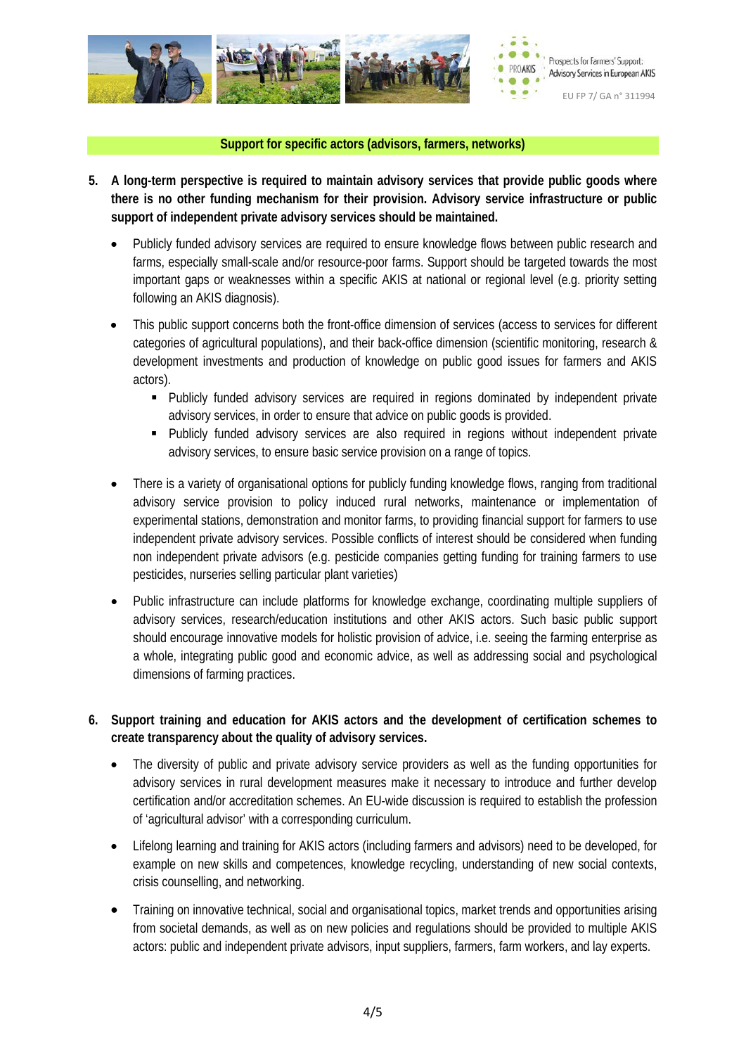**Support for specific actors (advisors, farmers, networks)**

5. **A long-term perspective is required to maintain advisory services that provide public goods where there is no other funding mechanism for their provision. Advisory service infrastructure or public support of independent private advisory services should be maintained.**

   - Publicly funded advisory services are required to ensure knowledge flows between public research and farms, especially small-scale and/or resource-poor farms. Support should be targeted towards the most important gaps or weaknesses within a specific AKIS at national or regional level (e.g. priority setting following an AKIS diagnosis).

   - This public support concerns both the front-office dimension of services (access to services for different categories of agricultural populations), and their back-office dimension (scientific monitoring, research & development investments and production of knowledge on public good issues for farmers and AKIS actors).
     - Publicly funded advisory services are required in regions dominated by independent private advisory services, in order to ensure that advice on public goods is provided.
     - Publicly funded advisory services are also required in regions without independent private advisory services, to ensure basic service provision on a range of topics.

   - There is a variety of organisational options for publicly funding knowledge flows, ranging from traditional advisory service provision to policy induced rural networks, maintenance or implementation of experimental stations, demonstration and monitor farms, to providing financial support for farmers to use independent private advisory services. Possible conflicts of interest should be considered when funding non independent private advisors (e.g. pesticide companies getting funding for training farmers to use pesticides, nurseries selling particular plant varieties)

   - Public infrastructure can include platforms for knowledge exchange, coordinating multiple suppliers of advisory services, research/education institutions and other AKIS actors. Such basic public support should encourage innovative models for holistic provision of advice, i.e. seeing the farming enterprise as a whole, integrating public good and economic advice, as well as addressing social and psychological dimensions of farming practices.

6. **Support training and education for AKIS actors and the development of certification schemes to create transparency about the quality of advisory services.**

   - The diversity of public and private advisory service providers as well as the funding opportunities for advisory services in rural development measures make it necessary to introduce and further develop certification and/or accreditation schemes. An EU-wide discussion is required to establish the profession of 'agricultural advisor' with a corresponding curriculum.

   - Lifelong learning and training for AKIS actors (including farmers and advisors) need to be developed, for example on new skills and competences, knowledge recycling, understanding of new social contexts, crisis counselling, and networking.

   - Training on innovative technical, social and organisational topics, market trends and opportunities arising from societal demands, as well as on new policies and regulations should be provided to multiple AKIS actors: public and independent private advisors, input suppliers, farmers, farm workers, and lay experts.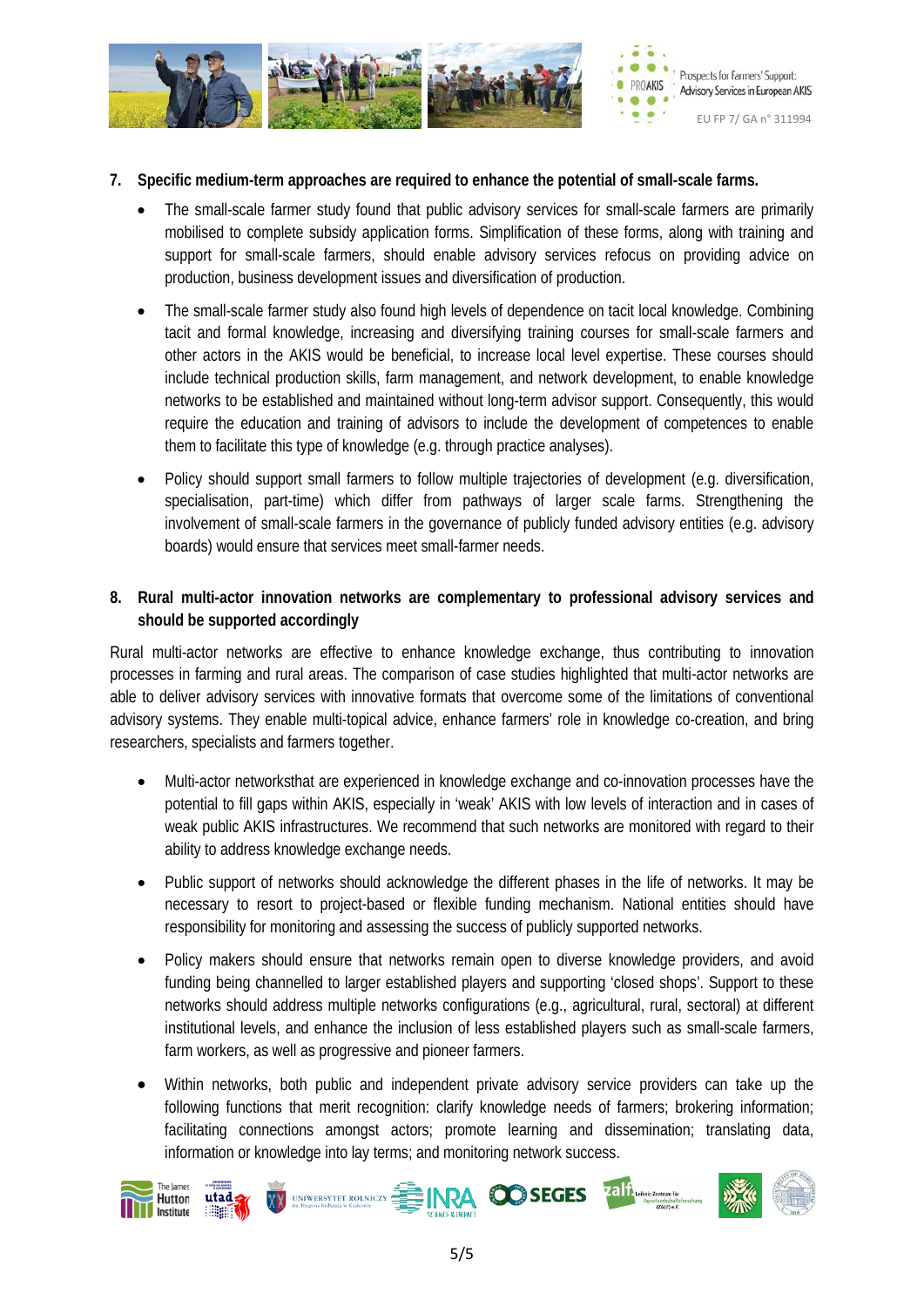7. **Specific medium-term approaches are required to enhance the potential of small-scale farms.**

   - The small-scale farmer study found that public advisory services for small-scale farmers are primarily mobilised to complete subsidy application forms. Simplification of these forms, along with training and support for small-scale farmers, should enable advisory services refocus on providing advice on production, business development issues and diversification of production.
   - The small-scale farmer study also found high levels of dependence on tacit local knowledge. Combining tacit and formal knowledge, increasing and diversifying training courses for small-scale farmers and other actors in the AKIS would be beneficial, to increase local level expertise. These courses should include technical production skills, farm management, and network development, to enable knowledge networks to be established and maintained without long-term advisor support. Consequently, this would require the education and training of advisors to include the development of competences to enable them to facilitate this type of knowledge (e.g. through practice analyses).
   - Policy should support small farmers to follow multiple trajectories of development (e.g. diversification, specialisation, part-time) which differ from pathways of larger scale farms. Strengthening the involvement of small-scale farmers in the governance of publicly funded advisory entities (e.g. advisory boards) would ensure that services meet small-farmer needs.

8. **Rural multi-actor innovation networks are complementary to professional advisory services and should be supported accordingly**

Rural multi-actor networks are effective to enhance knowledge exchange, thus contributing to innovation processes in farming and rural areas. The comparison of case studies highlighted that multi-actor networks are able to deliver advisory services with innovative formats that overcome some of the limitations of conventional advisory systems. They enable multi-topical advice, enhance farmers' role in knowledge co-creation, and bring researchers, specialists and farmers together.

- Multi-actor networksthat are experienced in knowledge exchange and co-innovation processes have the potential to fill gaps within AKIS, especially in 'weak' AKIS with low levels of interaction and in cases of weak public AKIS infrastructures. We recommend that such networks are monitored with regard to their ability to address knowledge exchange needs.
- Public support of networks should acknowledge the different phases in the life of networks. It may be necessary to resort to project-based or flexible funding mechanism. National entities should have responsibility for monitoring and assessing the success of publicly supported networks.
- Policy makers should ensure that networks remain open to diverse knowledge providers, and avoid funding being channelled to larger established players and supporting 'closed shops'. Support to these networks should address multiple networks configurations (e.g., agricultural, rural, sectoral) at different institutional levels, and enhance the inclusion of less established players such as small-scale farmers, farm workers, as well as progressive and pioneer farmers.
- Within networks, both public and independent private advisory service providers can take up the following functions that merit recognition: clarify knowledge needs of farmers; brokering information; facilitating connections amongst actors; promote learning and dissemination; translating data, information or knowledge into lay terms; and monitoring network success.